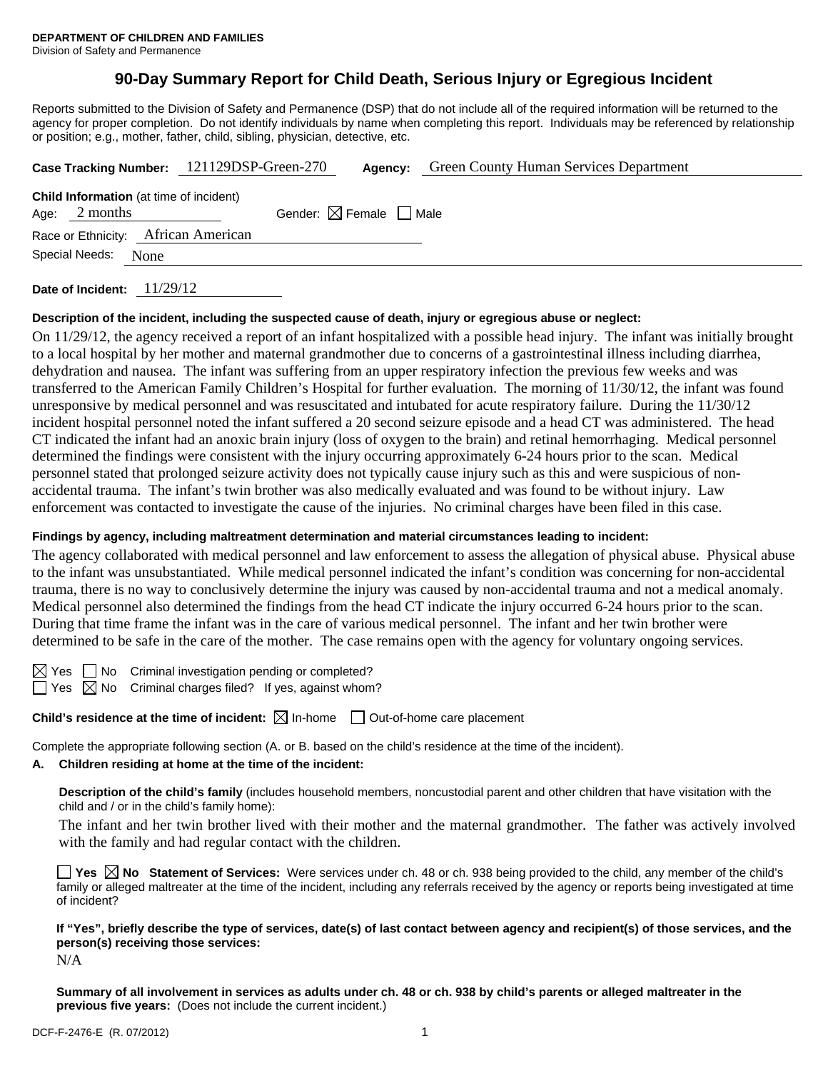**DEPARTMENT OF CHILDREN AND FAMILIES**
Division of Safety and Permanence

# 90-Day Summary Report for Child Death, Serious Injury or Egregious Incident

Reports submitted to the Division of Safety and Permanence (DSP) that do not include all of the required information will be returned to the agency for proper completion. Do not identify individuals by name when completing this report. Individuals may be referenced by relationship or position; e.g., mother, father, child, sibling, physician, detective, etc.

**Case Tracking Number:** 121129DSP-Green-270 **Agency:** Green County Human Services Department

**Child Information** (at time of incident)
Age: 2 months Gender: ☒ Female ☐ Male
Race or Ethnicity: African American
Special Needs: None

**Date of Incident:** 11/29/12

**Description of the incident, including the suspected cause of death, injury or egregious abuse or neglect:**

On 11/29/12, the agency received a report of an infant hospitalized with a possible head injury. The infant was initially brought to a local hospital by her mother and maternal grandmother due to concerns of a gastrointestinal illness including diarrhea, dehydration and nausea. The infant was suffering from an upper respiratory infection the previous few weeks and was transferred to the American Family Children's Hospital for further evaluation. The morning of 11/30/12, the infant was found unresponsive by medical personnel and was resuscitated and intubated for acute respiratory failure. During the 11/30/12 incident hospital personnel noted the infant suffered a 20 second seizure episode and a head CT was administered. The head CT indicated the infant had an anoxic brain injury (loss of oxygen to the brain) and retinal hemorrhaging. Medical personnel determined the findings were consistent with the injury occurring approximately 6-24 hours prior to the scan. Medical personnel stated that prolonged seizure activity does not typically cause injury such as this and were suspicious of non-accidental trauma. The infant's twin brother was also medically evaluated and was found to be without injury. Law enforcement was contacted to investigate the cause of the injuries. No criminal charges have been filed in this case.

**Findings by agency, including maltreatment determination and material circumstances leading to incident:**

The agency collaborated with medical personnel and law enforcement to assess the allegation of physical abuse. Physical abuse to the infant was unsubstantiated. While medical personnel indicated the infant's condition was concerning for non-accidental trauma, there is no way to conclusively determine the injury was caused by non-accidental trauma and not a medical anomaly. Medical personnel also determined the findings from the head CT indicate the injury occurred 6-24 hours prior to the scan. During that time frame the infant was in the care of various medical personnel. The infant and her twin brother were determined to be safe in the care of the mother. The case remains open with the agency for voluntary ongoing services.

☒ Yes ☐ No Criminal investigation pending or completed?
☐ Yes ☒ No Criminal charges filed? If yes, against whom?

**Child's residence at the time of incident:** ☒ In-home ☐ Out-of-home care placement

Complete the appropriate following section (A. or B. based on the child's residence at the time of the incident).

**A. Children residing at home at the time of the incident:**

**Description of the child's family** (includes household members, noncustodial parent and other children that have visitation with the child and / or in the child's family home):

The infant and her twin brother lived with their mother and the maternal grandmother. The father was actively involved with the family and had regular contact with the children.

☐ **Yes** ☒ **No Statement of Services:** Were services under ch. 48 or ch. 938 being provided to the child, any member of the child's family or alleged maltreater at the time of the incident, including any referrals received by the agency or reports being investigated at time of incident?

**If "Yes", briefly describe the type of services, date(s) of last contact between agency and recipient(s) of those services, and the person(s) receiving those services:**

N/A

**Summary of all involvement in services as adults under ch. 48 or ch. 938 by child's parents or alleged maltreater in the previous five years:** (Does not include the current incident.)

DCF-F-2476-E (R. 07/2012)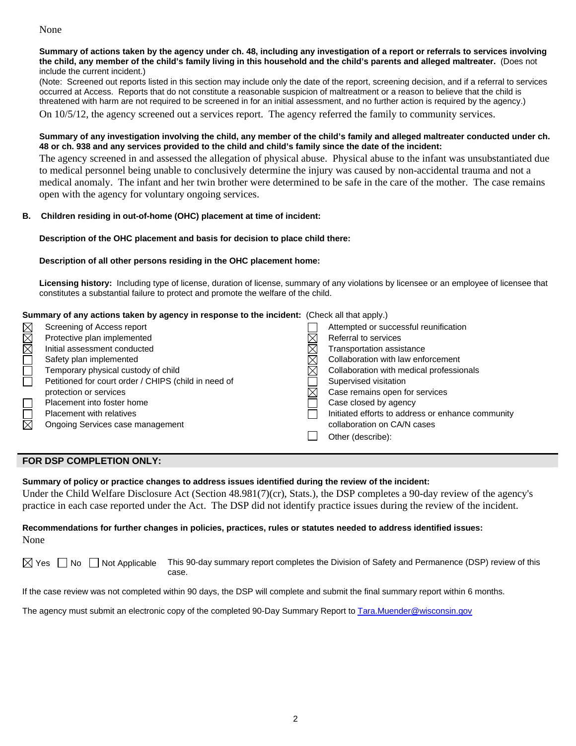None

**Summary of actions taken by the agency under ch. 48, including any investigation of a report or referrals to services involving the child, any member of the child's family living in this household and the child's parents and alleged maltreater.** (Does not include the current incident.)

(Note: Screened out reports listed in this section may include only the date of the report, screening decision, and if a referral to services occurred at Access. Reports that do not constitute a reasonable suspicion of maltreatment or a reason to believe that the child is threatened with harm are not required to be screened in for an initial assessment, and no further action is required by the agency.)

On 10/5/12, the agency screened out a services report. The agency referred the family to community services.

**Summary of any investigation involving the child, any member of the child's family and alleged maltreater conducted under ch. 48 or ch. 938 and any services provided to the child and child's family since the date of the incident:**

The agency screened in and assessed the allegation of physical abuse. Physical abuse to the infant was unsubstantiated due to medical personnel being unable to conclusively determine the injury was caused by non-accidental trauma and not a medical anomaly. The infant and her twin brother were determined to be safe in the care of the mother. The case remains open with the agency for voluntary ongoing services.

**B. Children residing in out-of-home (OHC) placement at time of incident:**

**Description of the OHC placement and basis for decision to place child there:**

**Description of all other persons residing in the OHC placement home:**

**Licensing history:** Including type of license, duration of license, summary of any violations by licensee or an employee of licensee that constitutes a substantial failure to protect and promote the welfare of the child.

**Summary of any actions taken by agency in response to the incident:** (Check all that apply.)

- ☒ Screening of Access report
- ☒ Protective plan implemented
- ☒ Initial assessment conducted
- ☐ Safety plan implemented
- ☐ Temporary physical custody of child
- ☐ Petitioned for court order / CHIPS (child in need of protection or services
- ☐ Placement into foster home
- ☐ Placement with relatives
- ☒ Ongoing Services case management
- ☐ Attempted or successful reunification
- ☒ Referral to services
- ☒ Transportation assistance
- ☒ Collaboration with law enforcement
- ☒ Collaboration with medical professionals
- ☐ Supervised visitation
- ☒ Case remains open for services
- ☐ Case closed by agency
- ☐ Initiated efforts to address or enhance community collaboration on CA/N cases
- ☐ Other (describe):

## FOR DSP COMPLETION ONLY:

**Summary of policy or practice changes to address issues identified during the review of the incident:**

Under the Child Welfare Disclosure Act (Section 48.981(7)(cr), Stats.), the DSP completes a 90-day review of the agency's practice in each case reported under the Act. The DSP did not identify practice issues during the review of the incident.

**Recommendations for further changes in policies, practices, rules or statutes needed to address identified issues:**

None

☒ Yes ☐ No ☐ Not Applicable This 90-day summary report completes the Division of Safety and Permanence (DSP) review of this case.

If the case review was not completed within 90 days, the DSP will complete and submit the final summary report within 6 months.

The agency must submit an electronic copy of the completed 90-Day Summary Report to Tara.Muender@wisconsin.gov